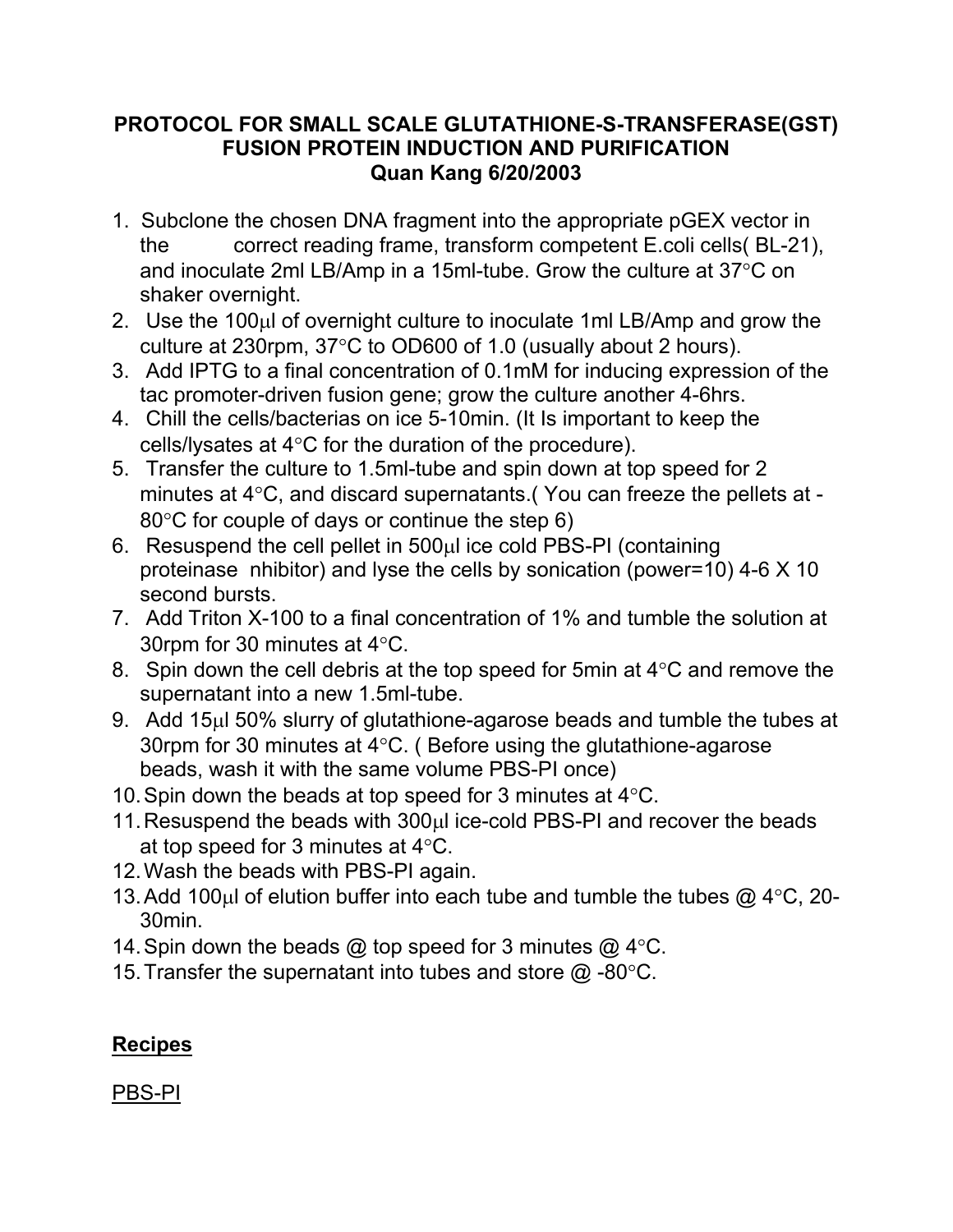**PROTOCOL FOR SMALL SCALE GLUTATHIONE-S-TRANSFERASE(GST) FUSION PROTEIN INDUCTION AND PURIFICATION**
**Quan Kang 6/20/2003**

1. Subclone the chosen DNA fragment into the appropriate pGEX vector in the correct reading frame, transform competent E.coli cells( BL-21), and inoculate 2ml LB/Amp in a 15ml-tube. Grow the culture at 37°C on shaker overnight.
2. Use the 100μl of overnight culture to inoculate 1ml LB/Amp and grow the culture at 230rpm, 37°C to OD600 of 1.0 (usually about 2 hours).
3. Add IPTG to a final concentration of 0.1mM for inducing expression of the tac promoter-driven fusion gene; grow the culture another 4-6hrs.
4. Chill the cells/bacterias on ice 5-10min. (It Is important to keep the cells/lysates at 4°C for the duration of the procedure).
5. Transfer the culture to 1.5ml-tube and spin down at top speed for 2 minutes at 4°C, and discard supernatants.( You can freeze the pellets at -80°C for couple of days or continue the step 6)
6. Resuspend the cell pellet in 500μl ice cold PBS-PI (containing proteinase nhibitor) and lyse the cells by sonication (power=10) 4-6 X 10 second bursts.
7. Add Triton X-100 to a final concentration of 1% and tumble the solution at 30rpm for 30 minutes at 4°C.
8. Spin down the cell debris at the top speed for 5min at 4°C and remove the supernatant into a new 1.5ml-tube.
9. Add 15μl 50% slurry of glutathione-agarose beads and tumble the tubes at 30rpm for 30 minutes at 4°C. ( Before using the glutathione-agarose beads, wash it with the same volume PBS-PI once)
10. Spin down the beads at top speed for 3 minutes at 4°C.
11. Resuspend the beads with 300μl ice-cold PBS-PI and recover the beads at top speed for 3 minutes at 4°C.
12. Wash the beads with PBS-PI again.
13. Add 100μl of elution buffer into each tube and tumble the tubes @ 4°C, 20-30min.
14. Spin down the beads @ top speed for 3 minutes @ 4°C.
15. Transfer the supernatant into tubes and store @ -80°C.

## Recipes

PBS-PI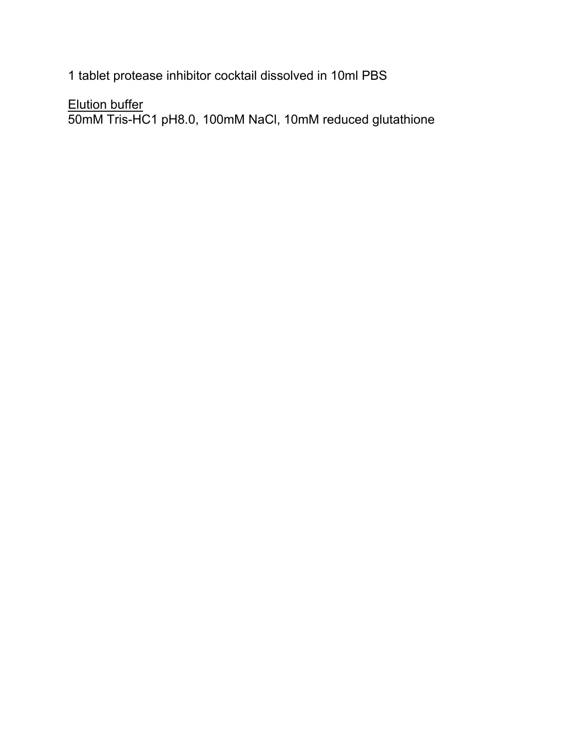1 tablet protease inhibitor cocktail dissolved in 10ml PBS

<u>Elution buffer</u>
50mM Tris-HC1 pH8.0, 100mM NaCl, 10mM reduced glutathione